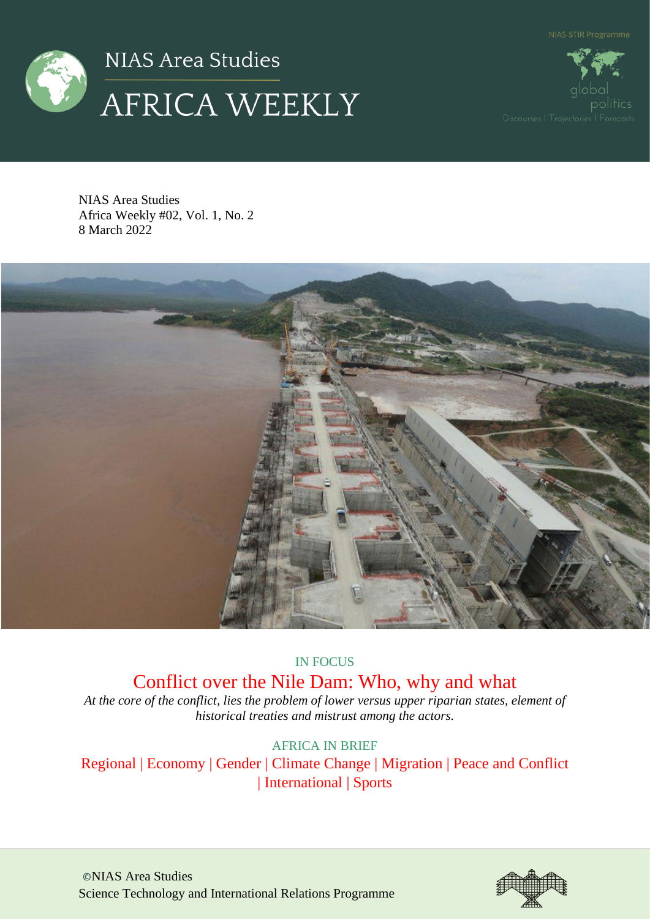# NIAS Area Studies

# AFRICA WEEKLY

NIAS-STIR Programme

global politics

Discourses | Trajectories | Forecasts

NIAS Area Studies
Africa Weekly #02, Vol. 1, No. 2
8 March 2022

IN FOCUS

## Conflict over the Nile Dam: Who, why and what

*At the core of the conflict, lies the problem of lower versus upper riparian states, element of historical treaties and mistrust among the actors.*

AFRICA IN BRIEF

Regional | Economy | Gender | Climate Change | Migration | Peace and Conflict | International | Sports

©NIAS Area Studies
Science Technology and International Relations Programme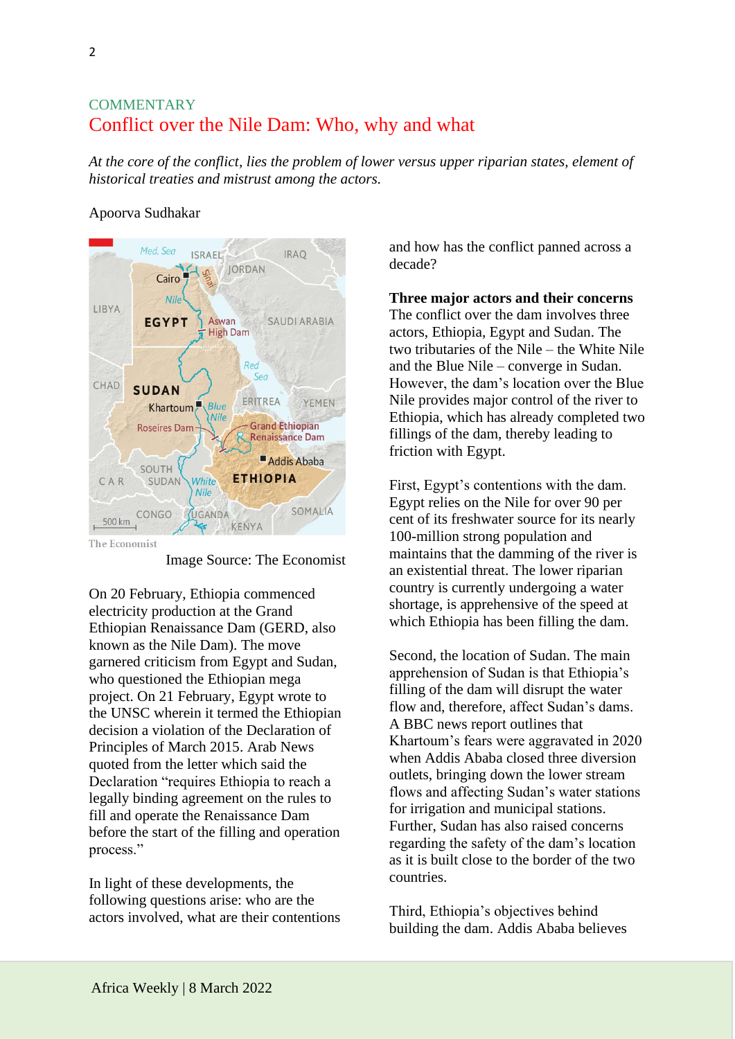COMMENTARY

# Conflict over the Nile Dam: Who, why and what

*At the core of the conflict, lies the problem of lower versus upper riparian states, element of historical treaties and mistrust among the actors.*

Apoorva Sudhakar

The Economist

Image Source: The Economist

On 20 February, Ethiopia commenced electricity production at the Grand Ethiopian Renaissance Dam (GERD, also known as the Nile Dam). The move garnered criticism from Egypt and Sudan, who questioned the Ethiopian mega project. On 21 February, Egypt wrote to the UNSC wherein it termed the Ethiopian decision a violation of the Declaration of Principles of March 2015. Arab News quoted from the letter which said the Declaration "requires Ethiopia to reach a legally binding agreement on the rules to fill and operate the Renaissance Dam before the start of the filling and operation process."

In light of these developments, the following questions arise: who are the actors involved, what are their contentions and how has the conflict panned across a decade?

**Three major actors and their concerns**

The conflict over the dam involves three actors, Ethiopia, Egypt and Sudan. The two tributaries of the Nile – the White Nile and the Blue Nile – converge in Sudan. However, the dam's location over the Blue Nile provides major control of the river to Ethiopia, which has already completed two fillings of the dam, thereby leading to friction with Egypt.

First, Egypt's contentions with the dam. Egypt relies on the Nile for over 90 per cent of its freshwater source for its nearly 100-million strong population and maintains that the damming of the river is an existential threat. The lower riparian country is currently undergoing a water shortage, is apprehensive of the speed at which Ethiopia has been filling the dam.

Second, the location of Sudan. The main apprehension of Sudan is that Ethiopia's filling of the dam will disrupt the water flow and, therefore, affect Sudan's dams. A BBC news report outlines that Khartoum's fears were aggravated in 2020 when Addis Ababa closed three diversion outlets, bringing down the lower stream flows and affecting Sudan's water stations for irrigation and municipal stations. Further, Sudan has also raised concerns regarding the safety of the dam's location as it is built close to the border of the two countries.

Third, Ethiopia's objectives behind building the dam. Addis Ababa believes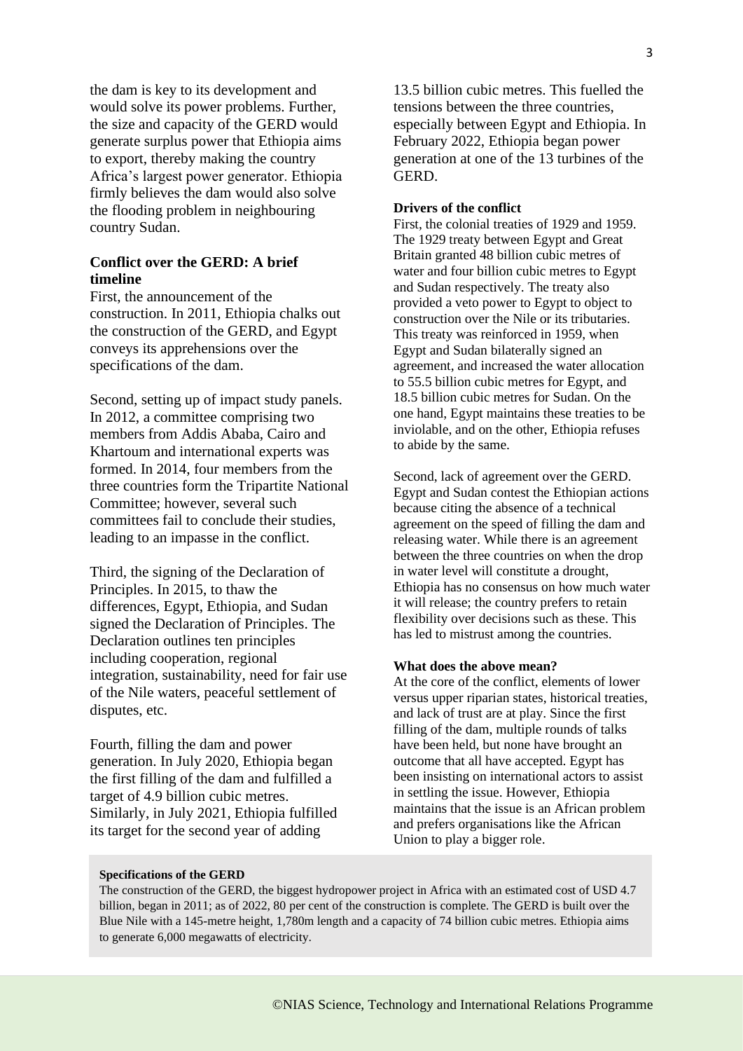the dam is key to its development and would solve its power problems. Further, the size and capacity of the GERD would generate surplus power that Ethiopia aims to export, thereby making the country Africa's largest power generator. Ethiopia firmly believes the dam would also solve the flooding problem in neighbouring country Sudan.

### Conflict over the GERD: A brief timeline

First, the announcement of the construction. In 2011, Ethiopia chalks out the construction of the GERD, and Egypt conveys its apprehensions over the specifications of the dam.

Second, setting up of impact study panels. In 2012, a committee comprising two members from Addis Ababa, Cairo and Khartoum and international experts was formed. In 2014, four members from the three countries form the Tripartite National Committee; however, several such committees fail to conclude their studies, leading to an impasse in the conflict.

Third, the signing of the Declaration of Principles. In 2015, to thaw the differences, Egypt, Ethiopia, and Sudan signed the Declaration of Principles. The Declaration outlines ten principles including cooperation, regional integration, sustainability, need for fair use of the Nile waters, peaceful settlement of disputes, etc.

Fourth, filling the dam and power generation. In July 2020, Ethiopia began the first filling of the dam and fulfilled a target of 4.9 billion cubic metres. Similarly, in July 2021, Ethiopia fulfilled its target for the second year of adding 13.5 billion cubic metres. This fuelled the tensions between the three countries, especially between Egypt and Ethiopia. In February 2022, Ethiopia began power generation at one of the 13 turbines of the GERD.

### Drivers of the conflict

First, the colonial treaties of 1929 and 1959. The 1929 treaty between Egypt and Great Britain granted 48 billion cubic metres of water and four billion cubic metres to Egypt and Sudan respectively. The treaty also provided a veto power to Egypt to object to construction over the Nile or its tributaries. This treaty was reinforced in 1959, when Egypt and Sudan bilaterally signed an agreement, and increased the water allocation to 55.5 billion cubic metres for Egypt, and 18.5 billion cubic metres for Sudan. On the one hand, Egypt maintains these treaties to be inviolable, and on the other, Ethiopia refuses to abide by the same.

Second, lack of agreement over the GERD. Egypt and Sudan contest the Ethiopian actions because citing the absence of a technical agreement on the speed of filling the dam and releasing water. While there is an agreement between the three countries on when the drop in water level will constitute a drought, Ethiopia has no consensus on how much water it will release; the country prefers to retain flexibility over decisions such as these. This has led to mistrust among the countries.

### What does the above mean?

At the core of the conflict, elements of lower versus upper riparian states, historical treaties, and lack of trust are at play. Since the first filling of the dam, multiple rounds of talks have been held, but none have brought an outcome that all have accepted. Egypt has been insisting on international actors to assist in settling the issue. However, Ethiopia maintains that the issue is an African problem and prefers organisations like the African Union to play a bigger role.

**Specifications of the GERD**

The construction of the GERD, the biggest hydropower project in Africa with an estimated cost of USD 4.7 billion, began in 2011; as of 2022, 80 per cent of the construction is complete. The GERD is built over the Blue Nile with a 145-metre height, 1,780m length and a capacity of 74 billion cubic metres. Ethiopia aims to generate 6,000 megawatts of electricity.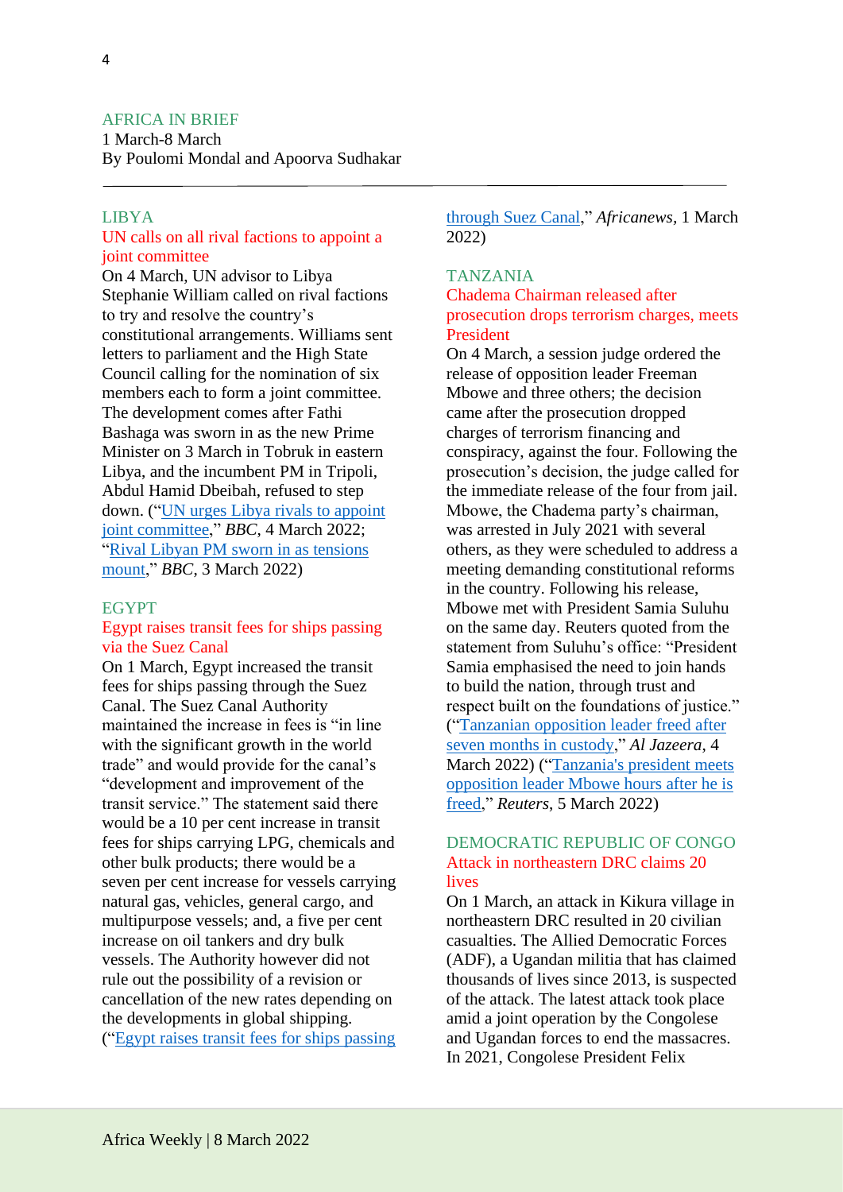## AFRICA IN BRIEF

1 March-8 March
By Poulomi Mondal and Apoorva Sudhakar

### LIBYA

#### UN calls on all rival factions to appoint a joint committee

On 4 March, UN advisor to Libya Stephanie William called on rival factions to try and resolve the country's constitutional arrangements. Williams sent letters to parliament and the High State Council calling for the nomination of six members each to form a joint committee. The development comes after Fathi Bashaga was sworn in as the new Prime Minister on 3 March in Tobruk in eastern Libya, and the incumbent PM in Tripoli, Abdul Hamid Dbeibah, refused to step down. ("UN urges Libya rivals to appoint joint committee," *BBC*, 4 March 2022; "Rival Libyan PM sworn in as tensions mount," *BBC*, 3 March 2022)

### EGYPT

#### Egypt raises transit fees for ships passing via the Suez Canal

On 1 March, Egypt increased the transit fees for ships passing through the Suez Canal. The Suez Canal Authority maintained the increase in fees is "in line with the significant growth in the world trade" and would provide for the canal's "development and improvement of the transit service." The statement said there would be a 10 per cent increase in transit fees for ships carrying LPG, chemicals and other bulk products; there would be a seven per cent increase for vessels carrying natural gas, vehicles, general cargo, and multipurpose vessels; and, a five per cent increase on oil tankers and dry bulk vessels. The Authority however did not rule out the possibility of a revision or cancellation of the new rates depending on the developments in global shipping. ("Egypt raises transit fees for ships passing through Suez Canal," *Africanews*, 1 March 2022)

### TANZANIA

#### Chadema Chairman released after prosecution drops terrorism charges, meets President

On 4 March, a session judge ordered the release of opposition leader Freeman Mbowe and three others; the decision came after the prosecution dropped charges of terrorism financing and conspiracy, against the four. Following the prosecution's decision, the judge called for the immediate release of the four from jail. Mbowe, the Chadema party's chairman, was arrested in July 2021 with several others, as they were scheduled to address a meeting demanding constitutional reforms in the country. Following his release, Mbowe met with President Samia Suluhu on the same day. Reuters quoted from the statement from Suluhu's office: "President Samia emphasised the need to join hands to build the nation, through trust and respect built on the foundations of justice." ("Tanzanian opposition leader freed after seven months in custody," *Al Jazeera*, 4 March 2022) ("Tanzania's president meets opposition leader Mbowe hours after he is freed," *Reuters*, 5 March 2022)

### DEMOCRATIC REPUBLIC OF CONGO

#### Attack in northeastern DRC claims 20 lives

On 1 March, an attack in Kikura village in northeastern DRC resulted in 20 civilian casualties. The Allied Democratic Forces (ADF), a Ugandan militia that has claimed thousands of lives since 2013, is suspected of the attack. The latest attack took place amid a joint operation by the Congolese and Ugandan forces to end the massacres. In 2021, Congolese President Felix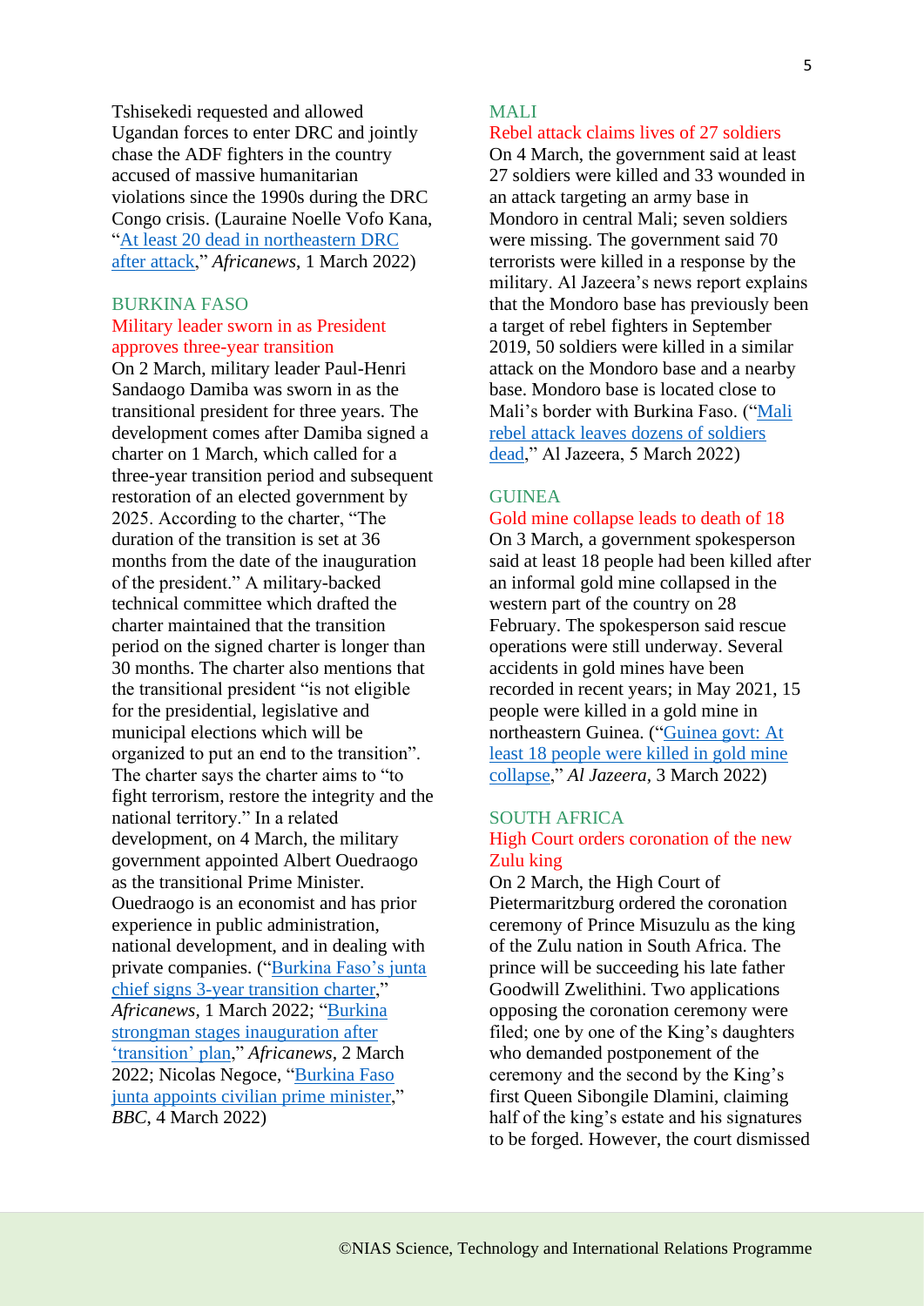Tshisekedi requested and allowed Ugandan forces to enter DRC and jointly chase the ADF fighters in the country accused of massive humanitarian violations since the 1990s during the DRC Congo crisis. (Lauraine Noelle Vofo Kana, "At least 20 dead in northeastern DRC after attack," *Africanews*, 1 March 2022)

## BURKINA FASO

### Military leader sworn in as President approves three-year transition

On 2 March, military leader Paul-Henri Sandaogo Damiba was sworn in as the transitional president for three years. The development comes after Damiba signed a charter on 1 March, which called for a three-year transition period and subsequent restoration of an elected government by 2025. According to the charter, "The duration of the transition is set at 36 months from the date of the inauguration of the president." A military-backed technical committee which drafted the charter maintained that the transition period on the signed charter is longer than 30 months. The charter also mentions that the transitional president "is not eligible for the presidential, legislative and municipal elections which will be organized to put an end to the transition". The charter says the charter aims to "to fight terrorism, restore the integrity and the national territory." In a related development, on 4 March, the military government appointed Albert Ouedraogo as the transitional Prime Minister. Ouedraogo is an economist and has prior experience in public administration, national development, and in dealing with private companies. ("Burkina Faso's junta chief signs 3-year transition charter," *Africanews*, 1 March 2022; "Burkina strongman stages inauguration after 'transition' plan," *Africanews*, 2 March 2022; Nicolas Negoce, "Burkina Faso junta appoints civilian prime minister," *BBC*, 4 March 2022)

## MALI

### Rebel attack claims lives of 27 soldiers

On 4 March, the government said at least 27 soldiers were killed and 33 wounded in an attack targeting an army base in Mondoro in central Mali; seven soldiers were missing. The government said 70 terrorists were killed in a response by the military. Al Jazeera's news report explains that the Mondoro base has previously been a target of rebel fighters in September 2019, 50 soldiers were killed in a similar attack on the Mondoro base and a nearby base. Mondoro base is located close to Mali's border with Burkina Faso. ("Mali rebel attack leaves dozens of soldiers dead," Al Jazeera, 5 March 2022)

## GUINEA

### Gold mine collapse leads to death of 18

On 3 March, a government spokesperson said at least 18 people had been killed after an informal gold mine collapsed in the western part of the country on 28 February. The spokesperson said rescue operations were still underway. Several accidents in gold mines have been recorded in recent years; in May 2021, 15 people were killed in a gold mine in northeastern Guinea. ("Guinea govt: At least 18 people were killed in gold mine collapse," *Al Jazeera*, 3 March 2022)

## SOUTH AFRICA

### High Court orders coronation of the new Zulu king

On 2 March, the High Court of Pietermaritzburg ordered the coronation ceremony of Prince Misuzulu as the king of the Zulu nation in South Africa. The prince will be succeeding his late father Goodwill Zwelithini. Two applications opposing the coronation ceremony were filed; one by one of the King's daughters who demanded postponement of the ceremony and the second by the King's first Queen Sibongile Dlamini, claiming half of the king's estate and his signatures to be forged. However, the court dismissed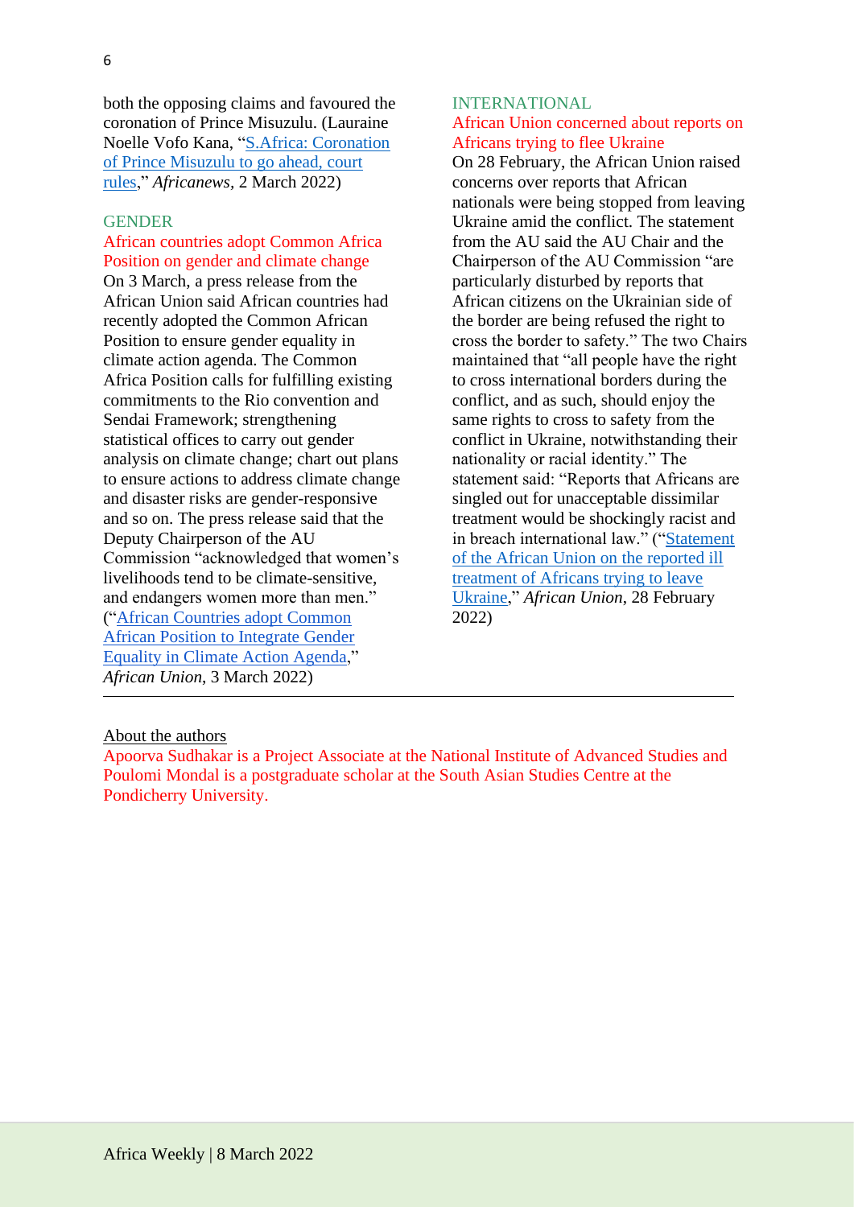both the opposing claims and favoured the coronation of Prince Misuzulu. (Lauraine Noelle Vofo Kana, "[S.Africa: Coronation of Prince Misuzulu to go ahead, court rules](#)," *Africanews*, 2 March 2022)

## GENDER

### African countries adopt Common Africa Position on gender and climate change

On 3 March, a press release from the African Union said African countries had recently adopted the Common African Position to ensure gender equality in climate action agenda. The Common Africa Position calls for fulfilling existing commitments to the Rio convention and Sendai Framework; strengthening statistical offices to carry out gender analysis on climate change; chart out plans to ensure actions to address climate change and disaster risks are gender-responsive and so on. The press release said that the Deputy Chairperson of the AU Commission "acknowledged that women's livelihoods tend to be climate-sensitive, and endangers women more than men." ("[African Countries adopt Common African Position to Integrate Gender Equality in Climate Action Agenda](#)," *African Union*, 3 March 2022)

## INTERNATIONAL

### African Union concerned about reports on Africans trying to flee Ukraine

On 28 February, the African Union raised concerns over reports that African nationals were being stopped from leaving Ukraine amid the conflict. The statement from the AU said the AU Chair and the Chairperson of the AU Commission "are particularly disturbed by reports that African citizens on the Ukrainian side of the border are being refused the right to cross the border to safety." The two Chairs maintained that "all people have the right to cross international borders during the conflict, and as such, should enjoy the same rights to cross to safety from the conflict in Ukraine, notwithstanding their nationality or racial identity." The statement said: "Reports that Africans are singled out for unacceptable dissimilar treatment would be shockingly racist and in breach international law." ("[Statement of the African Union on the reported ill treatment of Africans trying to leave Ukraine](#)," *African Union*, 28 February 2022)

---

About the authors

Apoorva Sudhakar is a Project Associate at the National Institute of Advanced Studies and Poulomi Mondal is a postgraduate scholar at the South Asian Studies Centre at the Pondicherry University.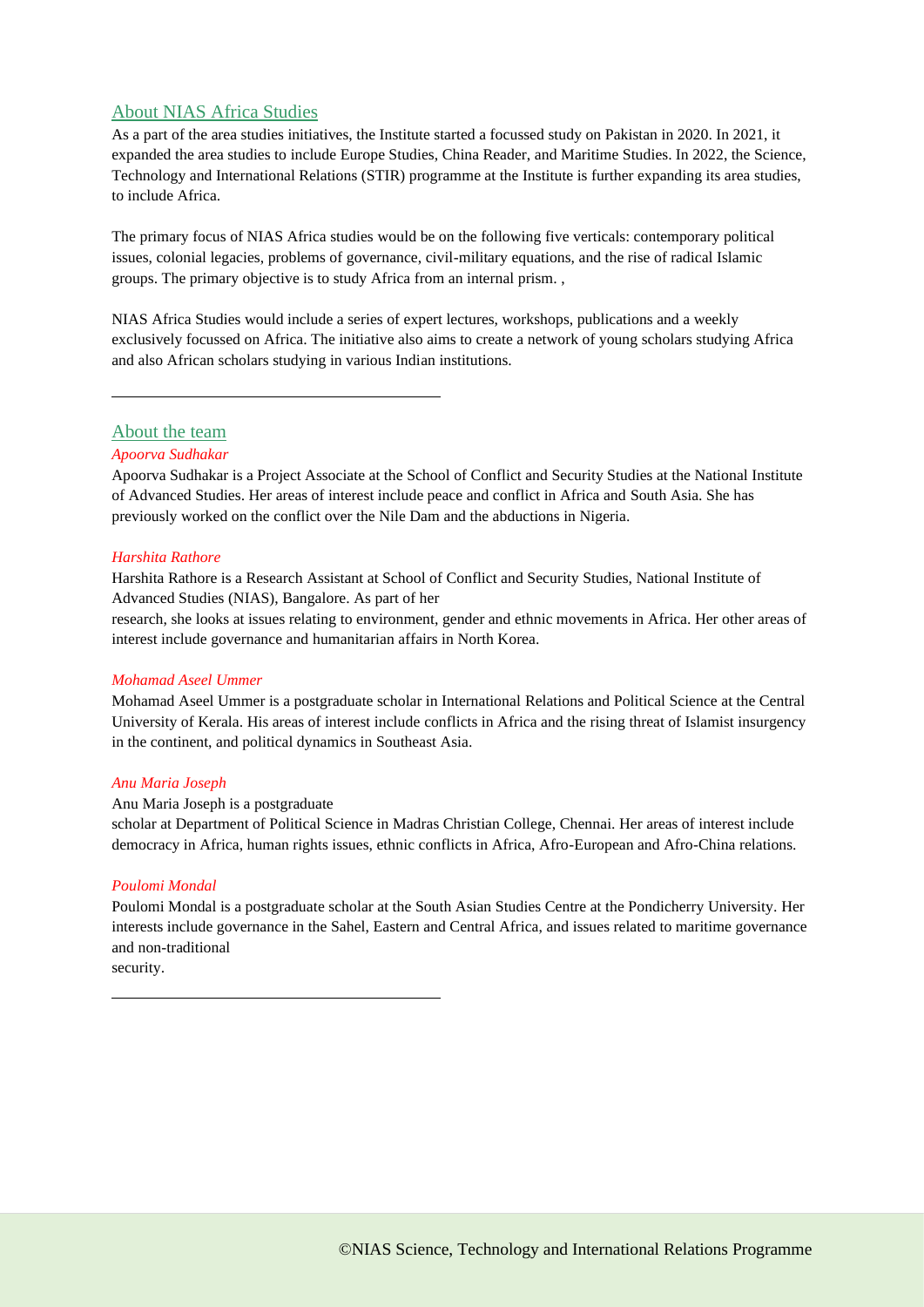## About NIAS Africa Studies

As a part of the area studies initiatives, the Institute started a focussed study on Pakistan in 2020. In 2021, it expanded the area studies to include Europe Studies, China Reader, and Maritime Studies. In 2022, the Science, Technology and International Relations (STIR) programme at the Institute is further expanding its area studies, to include Africa.

The primary focus of NIAS Africa studies would be on the following five verticals: contemporary political issues, colonial legacies, problems of governance, civil-military equations, and the rise of radical Islamic groups. The primary objective is to study Africa from an internal prism. ,

NIAS Africa Studies would include a series of expert lectures, workshops, publications and a weekly exclusively focussed on Africa. The initiative also aims to create a network of young scholars studying Africa and also African scholars studying in various Indian institutions.

---

## About the team

*Apoorva Sudhakar*

Apoorva Sudhakar is a Project Associate at the School of Conflict and Security Studies at the National Institute of Advanced Studies. Her areas of interest include peace and conflict in Africa and South Asia. She has previously worked on the conflict over the Nile Dam and the abductions in Nigeria.

*Harshita Rathore*

Harshita Rathore is a Research Assistant at School of Conflict and Security Studies, National Institute of Advanced Studies (NIAS), Bangalore. As part of her research, she looks at issues relating to environment, gender and ethnic movements in Africa. Her other areas of interest include governance and humanitarian affairs in North Korea.

*Mohamad Aseel Ummer*

Mohamad Aseel Ummer is a postgraduate scholar in International Relations and Political Science at the Central University of Kerala. His areas of interest include conflicts in Africa and the rising threat of Islamist insurgency in the continent, and political dynamics in Southeast Asia.

*Anu Maria Joseph*

Anu Maria Joseph is a postgraduate scholar at Department of Political Science in Madras Christian College, Chennai. Her areas of interest include democracy in Africa, human rights issues, ethnic conflicts in Africa, Afro-European and Afro-China relations.

*Poulomi Mondal*

Poulomi Mondal is a postgraduate scholar at the South Asian Studies Centre at the Pondicherry University. Her interests include governance in the Sahel, Eastern and Central Africa, and issues related to maritime governance and non-traditional security.

---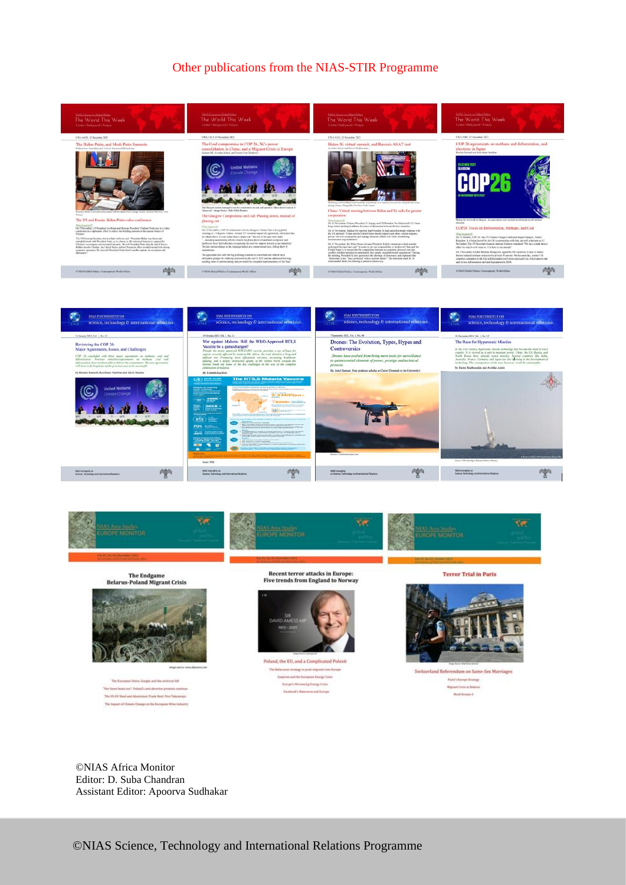# Other publications from the NIAS-STIR Programme

©NIAS Africa Monitor
Editor: D. Suba Chandran
Assistant Editor: Apoorva Sudhakar

©NIAS Science, Technology and International Relations Programme